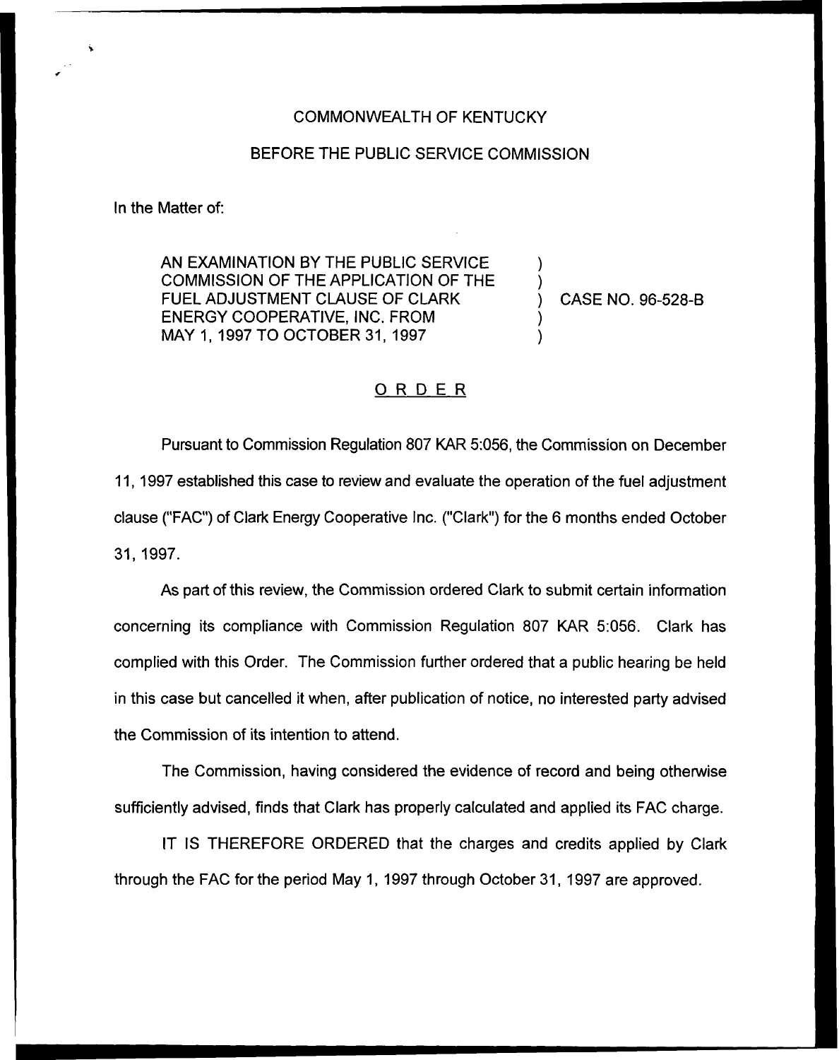COMMONWEALTH OF KENTUCKY

BEFORE THE PUBLIC SERVICE COMMISSION

In the Matter of:

AN EXAMINATION BY THE PUBLIC SERVICE COMMISSION OF THE APPLICATION OF THE FUEL ADJUSTMENT CLAUSE OF CLARK ENERGY COOPERATIVE, INC. FROM MAY 1, 1997 TO OCTOBER 31, 1997 ) CASE NO. 96-528-B

# ORDER

Pursuant to Commission Regulation 807 KAR 5:056, the Commission on December 11, 1997 established this case to review and evaluate the operation of the fuel adjustment clause ("FAC") of Clark Energy Cooperative Inc. ("Clark") for the 6 months ended October 31, 1997.

As part of this review, the Commission ordered Clark to submit certain information concerning its compliance with Commission Regulation 807 KAR 5:056. Clark has complied with this Order. The Commission further ordered that a public hearing be held in this case but cancelled it when, after publication of notice, no interested party advised the Commission of its intention to attend.

The Commission, having considered the evidence of record and being otherwise sufficiently advised, finds that Clark has properly calculated and applied its FAC charge.

IT IS THEREFORE ORDERED that the charges and credits applied by Clark through the FAC for the period May 1, 1997 through October 31, 1997 are approved.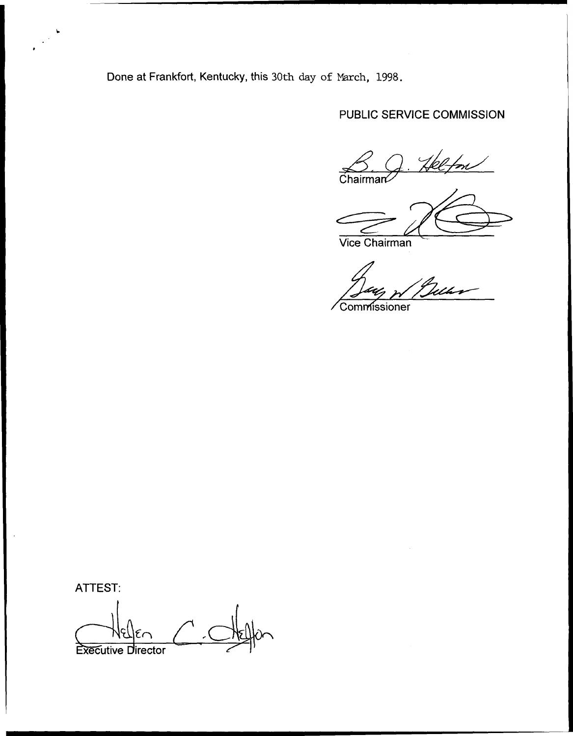Done at Frankfort, Kentucky, this 30th day of March, 1998.

PUBLIC SERVICE COMMISSION

Chairman

Vice Chairman

Commissioner

ATTEST:

Executive Director